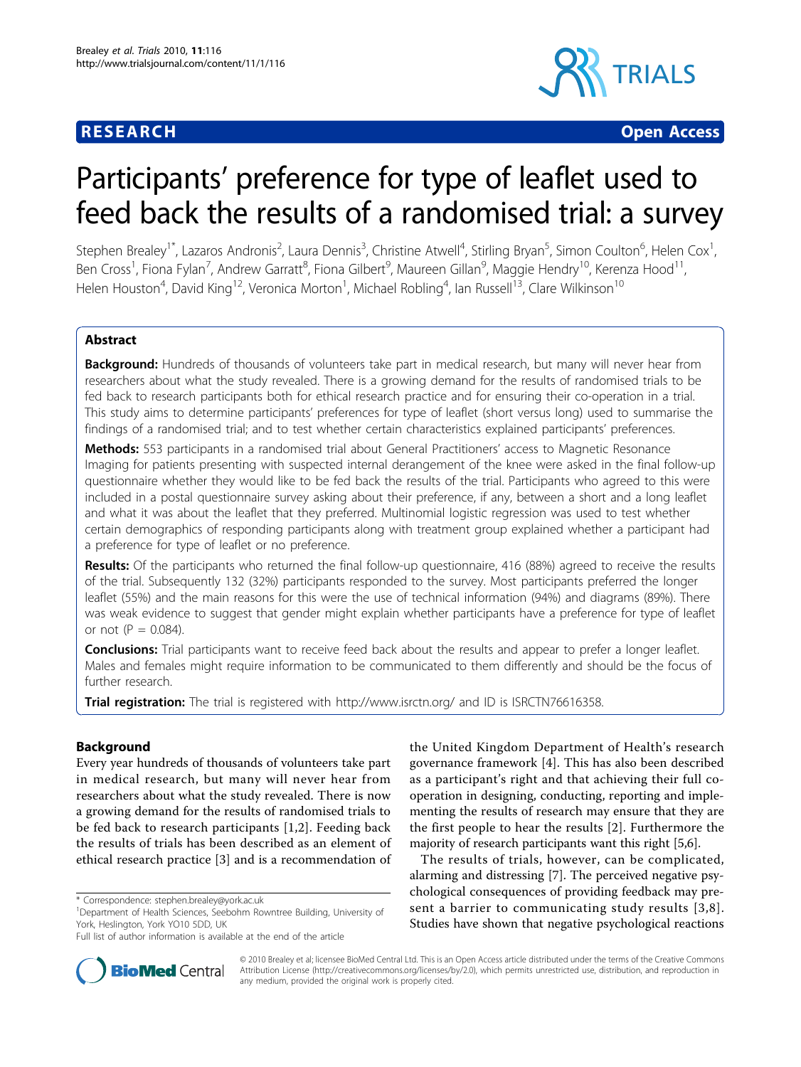RESEARCH Open Access

# Participants' preference for type of leaflet used to feed back the results of a randomised trial: a survey

Stephen Brealey[1*], Lazaros Andronis[2], Laura Dennis[3], Christine Atwell[4], Stirling Bryan[5], Simon Coulton[6], Helen Cox[1], Ben Cross[1], Fiona Fylan[7], Andrew Garratt[8], Fiona Gilbert[9], Maureen Gillan[9], Maggie Hendry[10], Kerenza Hood[11], Helen Houston[4], David King[12], Veronica Morton[1], Michael Robling[4], Ian Russell[13], Clare Wilkinson[10]

## Abstract

**Background:** Hundreds of thousands of volunteers take part in medical research, but many will never hear from researchers about what the study revealed. There is a growing demand for the results of randomised trials to be fed back to research participants both for ethical research practice and for ensuring their co-operation in a trial. This study aims to determine participants' preferences for type of leaflet (short versus long) used to summarise the findings of a randomised trial; and to test whether certain characteristics explained participants' preferences.

**Methods:** 553 participants in a randomised trial about General Practitioners' access to Magnetic Resonance Imaging for patients presenting with suspected internal derangement of the knee were asked in the final follow-up questionnaire whether they would like to be fed back the results of the trial. Participants who agreed to this were included in a postal questionnaire survey asking about their preference, if any, between a short and a long leaflet and what it was about the leaflet that they preferred. Multinomial logistic regression was used to test whether certain demographics of responding participants along with treatment group explained whether a participant had a preference for type of leaflet or no preference.

**Results:** Of the participants who returned the final follow-up questionnaire, 416 (88%) agreed to receive the results of the trial. Subsequently 132 (32%) participants responded to the survey. Most participants preferred the longer leaflet (55%) and the main reasons for this were the use of technical information (94%) and diagrams (89%). There was weak evidence to suggest that gender might explain whether participants have a preference for type of leaflet or not (P = 0.084).

**Conclusions:** Trial participants want to receive feed back about the results and appear to prefer a longer leaflet. Males and females might require information to be communicated to them differently and should be the focus of further research.

**Trial registration:** The trial is registered with http://www.isrctn.org/ and ID is ISRCTN76616358.

## Background

Every year hundreds of thousands of volunteers take part in medical research, but many will never hear from researchers about what the study revealed. There is now a growing demand for the results of randomised trials to be fed back to research participants [1,2]. Feeding back the results of trials has been described as an element of ethical research practice [3] and is a recommendation of the United Kingdom Department of Health's research governance framework [4]. This has also been described as a participant's right and that achieving their full co-operation in designing, conducting, reporting and implementing the results of research may ensure that they are the first people to hear the results [2]. Furthermore the majority of research participants want this right [5,6].

The results of trials, however, can be complicated, alarming and distressing [7]. The perceived negative psychological consequences of providing feedback may present a barrier to communicating study results [3,8]. Studies have shown that negative psychological reactions

\* Correspondence: stephen.brealey@york.ac.uk
[1]Department of Health Sciences, Seebohm Rowntree Building, University of York, Heslington, York YO10 5DD, UK
Full list of author information is available at the end of the article

© 2010 Brealey et al; licensee BioMed Central Ltd. This is an Open Access article distributed under the terms of the Creative Commons Attribution License (http://creativecommons.org/licenses/by/2.0), which permits unrestricted use, distribution, and reproduction in any medium, provided the original work is properly cited.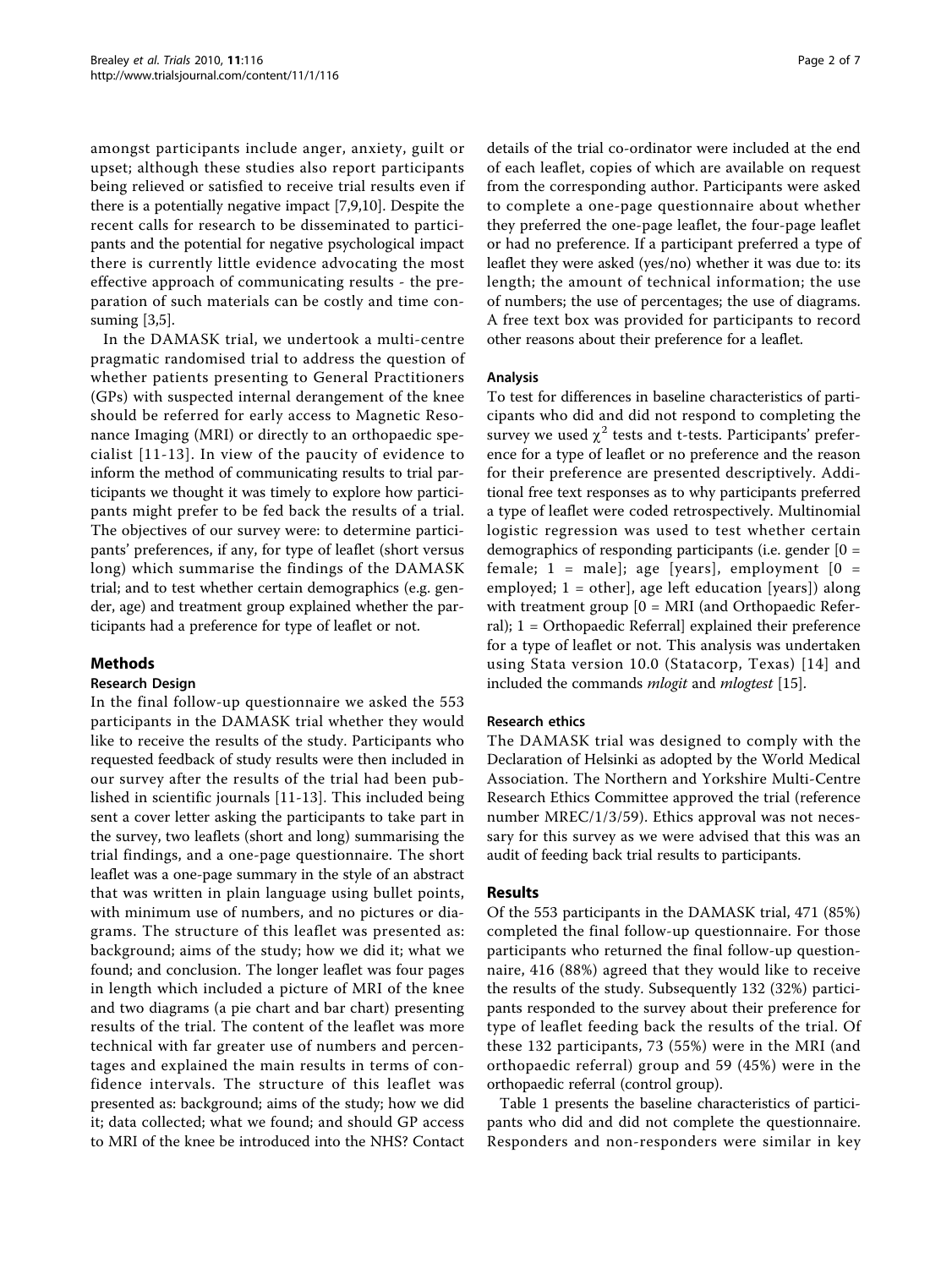amongst participants include anger, anxiety, guilt or upset; although these studies also report participants being relieved or satisfied to receive trial results even if there is a potentially negative impact [7,9,10]. Despite the recent calls for research to be disseminated to participants and the potential for negative psychological impact there is currently little evidence advocating the most effective approach of communicating results - the preparation of such materials can be costly and time consuming [3,5].

In the DAMASK trial, we undertook a multi-centre pragmatic randomised trial to address the question of whether patients presenting to General Practitioners (GPs) with suspected internal derangement of the knee should be referred for early access to Magnetic Resonance Imaging (MRI) or directly to an orthopaedic specialist [11-13]. In view of the paucity of evidence to inform the method of communicating results to trial participants we thought it was timely to explore how participants might prefer to be fed back the results of a trial. The objectives of our survey were: to determine participants' preferences, if any, for type of leaflet (short versus long) which summarise the findings of the DAMASK trial; and to test whether certain demographics (e.g. gender, age) and treatment group explained whether the participants had a preference for type of leaflet or not.

## Methods

### Research Design

In the final follow-up questionnaire we asked the 553 participants in the DAMASK trial whether they would like to receive the results of the study. Participants who requested feedback of study results were then included in our survey after the results of the trial had been published in scientific journals [11-13]. This included being sent a cover letter asking the participants to take part in the survey, two leaflets (short and long) summarising the trial findings, and a one-page questionnaire. The short leaflet was a one-page summary in the style of an abstract that was written in plain language using bullet points, with minimum use of numbers, and no pictures or diagrams. The structure of this leaflet was presented as: background; aims of the study; how we did it; what we found; and conclusion. The longer leaflet was four pages in length which included a picture of MRI of the knee and two diagrams (a pie chart and bar chart) presenting results of the trial. The content of the leaflet was more technical with far greater use of numbers and percentages and explained the main results in terms of confidence intervals. The structure of this leaflet was presented as: background; aims of the study; how we did it; data collected; what we found; and should GP access to MRI of the knee be introduced into the NHS? Contact details of the trial co-ordinator were included at the end of each leaflet, copies of which are available on request from the corresponding author. Participants were asked to complete a one-page questionnaire about whether they preferred the one-page leaflet, the four-page leaflet or had no preference. If a participant preferred a type of leaflet they were asked (yes/no) whether it was due to: its length; the amount of technical information; the use of numbers; the use of percentages; the use of diagrams. A free text box was provided for participants to record other reasons about their preference for a leaflet.

### Analysis

To test for differences in baseline characteristics of participants who did and did not respond to completing the survey we used $\chi^2$ tests and t-tests. Participants' preference for a type of leaflet or no preference and the reason for their preference are presented descriptively. Additional free text responses as to why participants preferred a type of leaflet were coded retrospectively. Multinomial logistic regression was used to test whether certain demographics of responding participants (i.e. gender [0 = female; 1 = male]; age [years], employment [0 = employed; 1 = other], age left education [years]) along with treatment group [0 = MRI (and Orthopaedic Referral); 1 = Orthopaedic Referral] explained their preference for a type of leaflet or not. This analysis was undertaken using Stata version 10.0 (Statacorp, Texas) [14] and included the commands *mlogit* and *mlogtest* [15].

### Research ethics

The DAMASK trial was designed to comply with the Declaration of Helsinki as adopted by the World Medical Association. The Northern and Yorkshire Multi-Centre Research Ethics Committee approved the trial (reference number MREC/1/3/59). Ethics approval was not necessary for this survey as we were advised that this was an audit of feeding back trial results to participants.

## Results

Of the 553 participants in the DAMASK trial, 471 (85%) completed the final follow-up questionnaire. For those participants who returned the final follow-up questionnaire, 416 (88%) agreed that they would like to receive the results of the study. Subsequently 132 (32%) participants responded to the survey about their preference for type of leaflet feeding back the results of the trial. Of these 132 participants, 73 (55%) were in the MRI (and orthopaedic referral) group and 59 (45%) were in the orthopaedic referral (control group).

Table 1 presents the baseline characteristics of participants who did and did not complete the questionnaire. Responders and non-responders were similar in key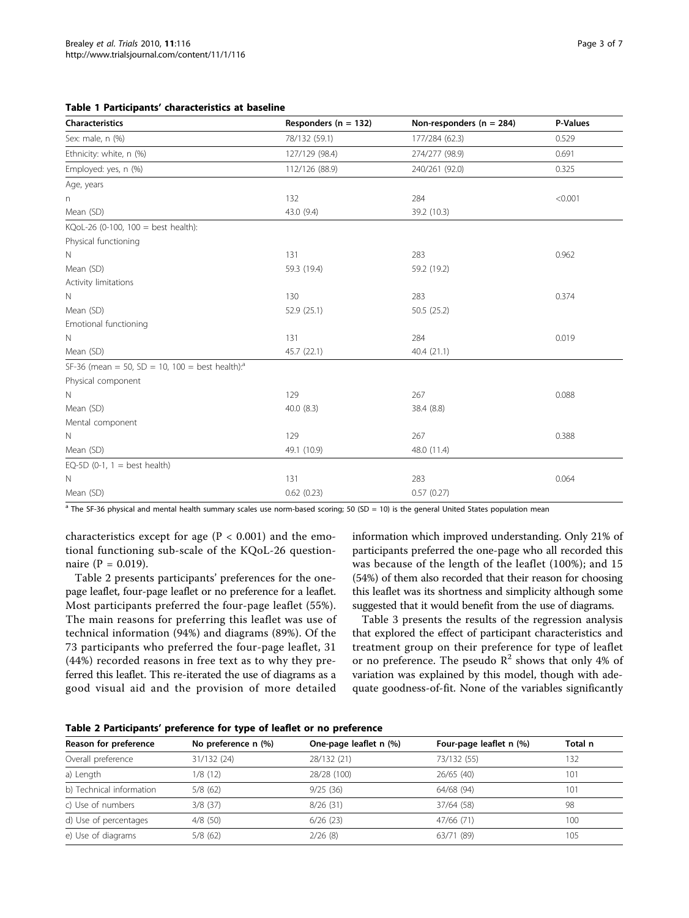**Table 1 Participants' characteristics at baseline**

| Characteristics | Responders (n = 132) | Non-responders (n = 284) | P-Values |
| --- | --- | --- | --- |
| Sex: male, n (%) | 78/132 (59.1) | 177/284 (62.3) | 0.529 |
| Ethnicity: white, n (%) | 127/129 (98.4) | 274/277 (98.9) | 0.691 |
| Employed: yes, n (%) | 112/126 (88.9) | 240/261 (92.0) | 0.325 |
| Age, years | | | |
| n | 132 | 284 | <0.001 |
| Mean (SD) | 43.0 (9.4) | 39.2 (10.3) | |
| KQoL-26 (0-100, 100 = best health): | | | |
| Physical functioning | | | |
| N | 131 | 283 | 0.962 |
| Mean (SD) | 59.3 (19.4) | 59.2 (19.2) | |
| Activity limitations | | | |
| N | 130 | 283 | 0.374 |
| Mean (SD) | 52.9 (25.1) | 50.5 (25.2) | |
| Emotional functioning | | | |
| N | 131 | 284 | 0.019 |
| Mean (SD) | 45.7 (22.1) | 40.4 (21.1) | |
| SF-36 (mean = 50, SD = 10, 100 = best health):[a] | | | |
| Physical component | | | |
| N | 129 | 267 | 0.088 |
| Mean (SD) | 40.0 (8.3) | 38.4 (8.8) | |
| Mental component | | | |
| N | 129 | 267 | 0.388 |
| Mean (SD) | 49.1 (10.9) | 48.0 (11.4) | |
| EQ-5D (0-1, 1 = best health) | | | |
| N | 131 | 283 | 0.064 |
| Mean (SD) | 0.62 (0.23) | 0.57 (0.27) | |

[a] The SF-36 physical and mental health summary scales use norm-based scoring; 50 (SD = 10) is the general United States population mean

characteristics except for age ($P < 0.001$) and the emotional functioning sub-scale of the KQoL-26 questionnaire ($P = 0.019$).

Table 2 presents participants' preferences for the one-page leaflet, four-page leaflet or no preference for a leaflet. Most participants preferred the four-page leaflet (55%). The main reasons for preferring this leaflet was use of technical information (94%) and diagrams (89%). Of the 73 participants who preferred the four-page leaflet, 31 (44%) recorded reasons in free text as to why they preferred this leaflet. This re-iterated the use of diagrams as a good visual aid and the provision of more detailed information which improved understanding. Only 21% of participants preferred the one-page who all recorded this was because of the length of the leaflet (100%); and 15 (54%) of them also recorded that their reason for choosing this leaflet was its shortness and simplicity although some suggested that it would benefit from the use of diagrams.

Table 3 presents the results of the regression analysis that explored the effect of participant characteristics and treatment group on their preference for type of leaflet or no preference. The pseudo $R^2$ shows that only 4% of variation was explained by this model, though with adequate goodness-of-fit. None of the variables significantly

**Table 2 Participants' preference for type of leaflet or no preference**

| Reason for preference | No preference n (%) | One-page leaflet n (%) | Four-page leaflet n (%) | Total n |
| --- | --- | --- | --- | --- |
| Overall preference | 31/132 (24) | 28/132 (21) | 73/132 (55) | 132 |
| a) Length | 1/8 (12) | 28/28 (100) | 26/65 (40) | 101 |
| b) Technical information | 5/8 (62) | 9/25 (36) | 64/68 (94) | 101 |
| c) Use of numbers | 3/8 (37) | 8/26 (31) | 37/64 (58) | 98 |
| d) Use of percentages | 4/8 (50) | 6/26 (23) | 47/66 (71) | 100 |
| e) Use of diagrams | 5/8 (62) | 2/26 (8) | 63/71 (89) | 105 |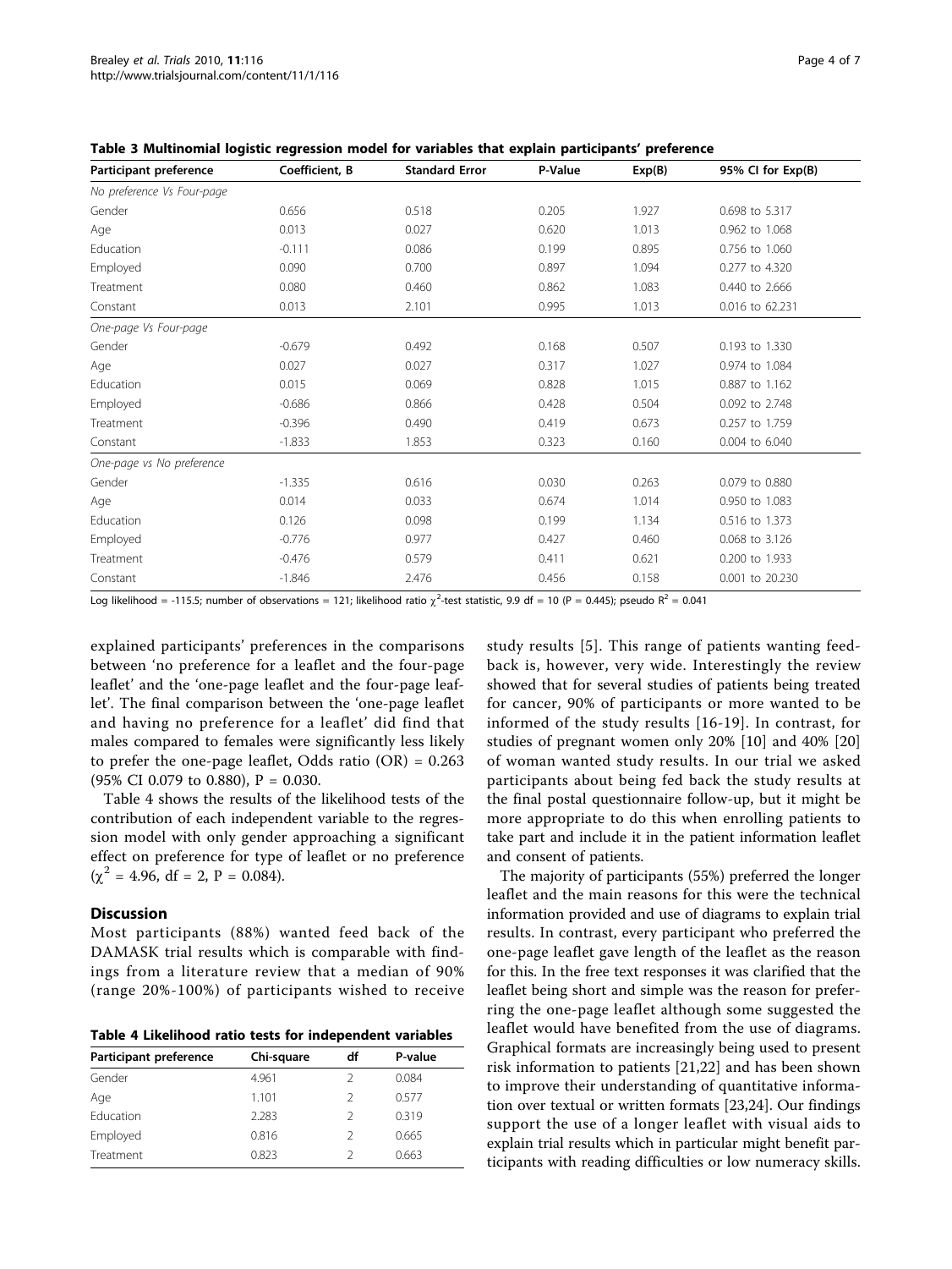**Table 3 Multinomial logistic regression model for variables that explain participants' preference**

| Participant preference | Coefficient, B | Standard Error | P-Value | Exp(B) | 95% CI for Exp(B) |
|---|---|---|---|---|---|
| *No preference Vs Four-page* | | | | | |
| Gender | 0.656 | 0.518 | 0.205 | 1.927 | 0.698 to 5.317 |
| Age | 0.013 | 0.027 | 0.620 | 1.013 | 0.962 to 1.068 |
| Education | -0.111 | 0.086 | 0.199 | 0.895 | 0.756 to 1.060 |
| Employed | 0.090 | 0.700 | 0.897 | 1.094 | 0.277 to 4.320 |
| Treatment | 0.080 | 0.460 | 0.862 | 1.083 | 0.440 to 2.666 |
| Constant | 0.013 | 2.101 | 0.995 | 1.013 | 0.016 to 62.231 |
| *One-page Vs Four-page* | | | | | |
| Gender | -0.679 | 0.492 | 0.168 | 0.507 | 0.193 to 1.330 |
| Age | 0.027 | 0.027 | 0.317 | 1.027 | 0.974 to 1.084 |
| Education | 0.015 | 0.069 | 0.828 | 1.015 | 0.887 to 1.162 |
| Employed | -0.686 | 0.866 | 0.428 | 0.504 | 0.092 to 2.748 |
| Treatment | -0.396 | 0.490 | 0.419 | 0.673 | 0.257 to 1.759 |
| Constant | -1.833 | 1.853 | 0.323 | 0.160 | 0.004 to 6.040 |
| *One-page vs No preference* | | | | | |
| Gender | -1.335 | 0.616 | 0.030 | 0.263 | 0.079 to 0.880 |
| Age | 0.014 | 0.033 | 0.674 | 1.014 | 0.950 to 1.083 |
| Education | 0.126 | 0.098 | 0.199 | 1.134 | 0.516 to 1.373 |
| Employed | -0.776 | 0.977 | 0.427 | 0.460 | 0.068 to 3.126 |
| Treatment | -0.476 | 0.579 | 0.411 | 0.621 | 0.200 to 1.933 |
| Constant | -1.846 | 2.476 | 0.456 | 0.158 | 0.001 to 20.230 |

Log likelihood = -115.5; number of observations = 121; likelihood ratio $\chi^2$-test statistic, 9.9 df = 10 (P = 0.445); pseudo $R^2$ = 0.041

explained participants' preferences in the comparisons between 'no preference for a leaflet and the four-page leaflet' and the 'one-page leaflet and the four-page leaflet'. The final comparison between the 'one-page leaflet and having no preference for a leaflet' did find that males compared to females were significantly less likely to prefer the one-page leaflet, Odds ratio (OR) = 0.263 (95% CI 0.079 to 0.880), P = 0.030.

Table 4 shows the results of the likelihood tests of the contribution of each independent variable to the regression model with only gender approaching a significant effect on preference for type of leaflet or no preference ($\chi^2$ = 4.96, df = 2, P = 0.084).

## Discussion

Most participants (88%) wanted feed back of the DAMASK trial results which is comparable with findings from a literature review that a median of 90% (range 20%-100%) of participants wished to receive study results [5]. This range of patients wanting feedback is, however, very wide. Interestingly the review showed that for several studies of patients being treated for cancer, 90% of participants or more wanted to be informed of the study results [16-19]. In contrast, for studies of pregnant women only 20% [10] and 40% [20] of woman wanted study results. In our trial we asked participants about being fed back the study results at the final postal questionnaire follow-up, but it might be more appropriate to do this when enrolling patients to take part and include it in the patient information leaflet and consent of patients.

**Table 4 Likelihood ratio tests for independent variables**

| Participant preference | Chi-square | df | P-value |
|---|---|---|---|
| Gender | 4.961 | 2 | 0.084 |
| Age | 1.101 | 2 | 0.577 |
| Education | 2.283 | 2 | 0.319 |
| Employed | 0.816 | 2 | 0.665 |
| Treatment | 0.823 | 2 | 0.663 |

The majority of participants (55%) preferred the longer leaflet and the main reasons for this were the technical information provided and use of diagrams to explain trial results. In contrast, every participant who preferred the one-page leaflet gave length of the leaflet as the reason for this. In the free text responses it was clarified that the leaflet being short and simple was the reason for preferring the one-page leaflet although some suggested the leaflet would have benefited from the use of diagrams. Graphical formats are increasingly being used to present risk information to patients [21,22] and has been shown to improve their understanding of quantitative information over textual or written formats [23,24]. Our findings support the use of a longer leaflet with visual aids to explain trial results which in particular might benefit participants with reading difficulties or low numeracy skills.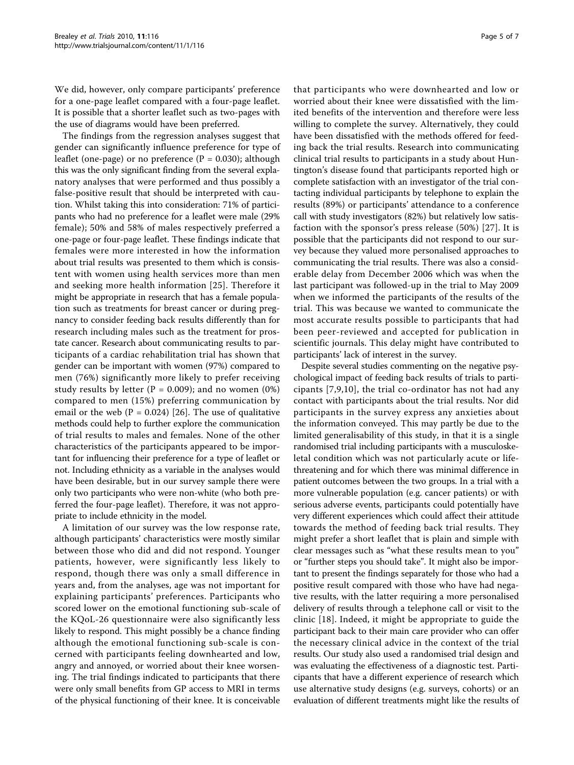We did, however, only compare participants' preference for a one-page leaflet compared with a four-page leaflet. It is possible that a shorter leaflet such as two-pages with the use of diagrams would have been preferred.

The findings from the regression analyses suggest that gender can significantly influence preference for type of leaflet (one-page) or no preference ($P = 0.030$); although this was the only significant finding from the several explanatory analyses that were performed and thus possibly a false-positive result that should be interpreted with caution. Whilst taking this into consideration: 71% of participants who had no preference for a leaflet were male (29% female); 50% and 58% of males respectively preferred a one-page or four-page leaflet. These findings indicate that females were more interested in how the information about trial results was presented to them which is consistent with women using health services more than men and seeking more health information [25]. Therefore it might be appropriate in research that has a female population such as treatments for breast cancer or during pregnancy to consider feeding back results differently than for research including males such as the treatment for prostate cancer. Research about communicating results to participants of a cardiac rehabilitation trial has shown that gender can be important with women (97%) compared to men (76%) significantly more likely to prefer receiving study results by letter ($P = 0.009$); and no women (0%) compared to men (15%) preferring communication by email or the web ($P = 0.024$) [26]. The use of qualitative methods could help to further explore the communication of trial results to males and females. None of the other characteristics of the participants appeared to be important for influencing their preference for a type of leaflet or not. Including ethnicity as a variable in the analyses would have been desirable, but in our survey sample there were only two participants who were non-white (who both preferred the four-page leaflet). Therefore, it was not appropriate to include ethnicity in the model.

A limitation of our survey was the low response rate, although participants' characteristics were mostly similar between those who did and did not respond. Younger patients, however, were significantly less likely to respond, though there was only a small difference in years and, from the analyses, age was not important for explaining participants' preferences. Participants who scored lower on the emotional functioning sub-scale of the KQoL-26 questionnaire were also significantly less likely to respond. This might possibly be a chance finding although the emotional functioning sub-scale is concerned with participants feeling downhearted and low, angry and annoyed, or worried about their knee worsening. The trial findings indicated to participants that there were only small benefits from GP access to MRI in terms of the physical functioning of their knee. It is conceivable that participants who were downhearted and low or worried about their knee were dissatisfied with the limited benefits of the intervention and therefore were less willing to complete the survey. Alternatively, they could have been dissatisfied with the methods offered for feeding back the trial results. Research into communicating clinical trial results to participants in a study about Huntington's disease found that participants reported high or complete satisfaction with an investigator of the trial contacting individual participants by telephone to explain the results (89%) or participants' attendance to a conference call with study investigators (82%) but relatively low satisfaction with the sponsor's press release (50%) [27]. It is possible that the participants did not respond to our survey because they valued more personalised approaches to communicating the trial results. There was also a considerable delay from December 2006 which was when the last participant was followed-up in the trial to May 2009 when we informed the participants of the results of the trial. This was because we wanted to communicate the most accurate results possible to participants that had been peer-reviewed and accepted for publication in scientific journals. This delay might have contributed to participants' lack of interest in the survey.

Despite several studies commenting on the negative psychological impact of feeding back results of trials to participants [7,9,10], the trial co-ordinator has not had any contact with participants about the trial results. Nor did participants in the survey express any anxieties about the information conveyed. This may partly be due to the limited generalisability of this study, in that it is a single randomised trial including participants with a musculoskeletal condition which was not particularly acute or life-threatening and for which there was minimal difference in patient outcomes between the two groups. In a trial with a more vulnerable population (e.g. cancer patients) or with serious adverse events, participants could potentially have very different experiences which could affect their attitude towards the method of feeding back trial results. They might prefer a short leaflet that is plain and simple with clear messages such as "what these results mean to you" or "further steps you should take". It might also be important to present the findings separately for those who had a positive result compared with those who have had negative results, with the latter requiring a more personalised delivery of results through a telephone call or visit to the clinic [18]. Indeed, it might be appropriate to guide the participant back to their main care provider who can offer the necessary clinical advice in the context of the trial results. Our study also used a randomised trial design and was evaluating the effectiveness of a diagnostic test. Participants that have a different experience of research which use alternative study designs (e.g. surveys, cohorts) or an evaluation of different treatments might like the results of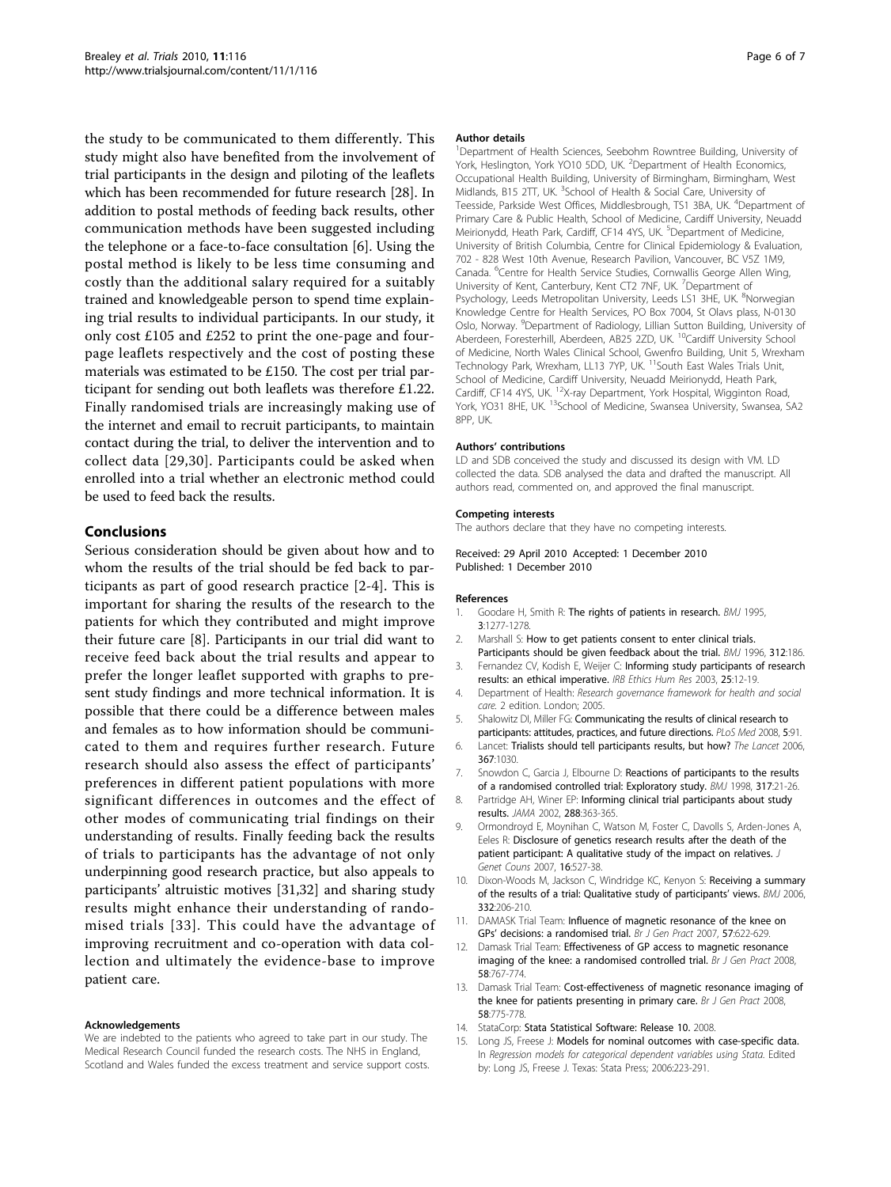the study to be communicated to them differently. This study might also have benefited from the involvement of trial participants in the design and piloting of the leaflets which has been recommended for future research [28]. In addition to postal methods of feeding back results, other communication methods have been suggested including the telephone or a face-to-face consultation [6]. Using the postal method is likely to be less time consuming and costly than the additional salary required for a suitably trained and knowledgeable person to spend time explaining trial results to individual participants. In our study, it only cost £105 and £252 to print the one-page and four-page leaflets respectively and the cost of posting these materials was estimated to be £150. The cost per trial participant for sending out both leaflets was therefore £1.22. Finally randomised trials are increasingly making use of the internet and email to recruit participants, to maintain contact during the trial, to deliver the intervention and to collect data [29,30]. Participants could be asked when enrolled into a trial whether an electronic method could be used to feed back the results.

## Conclusions

Serious consideration should be given about how and to whom the results of the trial should be fed back to participants as part of good research practice [2-4]. This is important for sharing the results of the research to the patients for which they contributed and might improve their future care [8]. Participants in our trial did want to receive feed back about the trial results and appear to prefer the longer leaflet supported with graphs to present study findings and more technical information. It is possible that there could be a difference between males and females as to how information should be communicated to them and requires further research. Future research should also assess the effect of participants' preferences in different patient populations with more significant differences in outcomes and the effect of other modes of communicating trial findings on their understanding of results. Finally feeding back the results of trials to participants has the advantage of not only underpinning good research practice, but also appeals to participants' altruistic motives [31,32] and sharing study results might enhance their understanding of randomised trials [33]. This could have the advantage of improving recruitment and co-operation with data collection and ultimately the evidence-base to improve patient care.

#### Acknowledgements

We are indebted to the patients who agreed to take part in our study. The Medical Research Council funded the research costs. The NHS in England, Scotland and Wales funded the excess treatment and service support costs.

#### Author details

[1]Department of Health Sciences, Seebohm Rowntree Building, University of York, Heslington, York YO10 5DD, UK. [2]Department of Health Economics, Occupational Health Building, University of Birmingham, Birmingham, West Midlands, B15 2TT, UK. [3]School of Health & Social Care, University of Teesside, Parkside West Offices, Middlesbrough, TS1 3BA, UK. [4]Department of Primary Care & Public Health, School of Medicine, Cardiff University, Neuadd Meirionydd, Heath Park, Cardiff, CF14 4YS, UK. [5]Department of Medicine, University of British Columbia, Centre for Clinical Epidemiology & Evaluation, 702 - 828 West 10th Avenue, Research Pavilion, Vancouver, BC V5Z 1M9, Canada. [6]Centre for Health Service Studies, Cornwallis George Allen Wing, University of Kent, Canterbury, Kent CT2 7NF, UK. [7]Department of Psychology, Leeds Metropolitan University, Leeds LS1 3HE, UK. [8]Norwegian Knowledge Centre for Health Services, PO Box 7004, St Olavs plass, N-0130 Oslo, Norway. [9]Department of Radiology, Lillian Sutton Building, University of Aberdeen, Foresterhill, Aberdeen, AB25 2ZD, UK. [10]Cardiff University School of Medicine, North Wales Clinical School, Gwenfro Building, Unit 5, Wrexham Technology Park, Wrexham, LL13 7YP, UK. [11]South East Wales Trials Unit, School of Medicine, Cardiff University, Neuadd Meirionydd, Heath Park, Cardiff, CF14 4YS, UK. [12]X-ray Department, York Hospital, Wigginton Road, York, YO31 8HE, UK. [13]School of Medicine, Swansea University, Swansea, SA2 8PP, UK.

#### Authors' contributions

LD and SDB conceived the study and discussed its design with VM. LD collected the data. SDB analysed the data and drafted the manuscript. All authors read, commented on, and approved the final manuscript.

#### Competing interests

The authors declare that they have no competing interests.

Received: 29 April 2010 Accepted: 1 December 2010
Published: 1 December 2010

#### References

1. Goodare H, Smith R: The rights of patients in research. *BMJ* 1995, 3:1277-1278.
2. Marshall S: How to get patients consent to enter clinical trials. Participants should be given feedback about the trial. *BMJ* 1996, 312:186.
3. Fernandez CV, Kodish E, Weijer C: Informing study participants of research results: an ethical imperative. *IRB Ethics Hum Res* 2003, 25:12-19.
4. Department of Health: *Research governance framework for health and social care.* 2 edition. London; 2005.
5. Shalowitz DI, Miller FG: Communicating the results of clinical research to participants: attitudes, practices, and future directions. *PLoS Med* 2008, 5:91.
6. Lancet: Trialists should tell participants results, but how? *The Lancet* 2006, 367:1030.
7. Snowdon C, Garcia J, Elbourne D: Reactions of participants to the results of a randomised controlled trial: Exploratory study. *BMJ* 1998, 317:21-26.
8. Partridge AH, Winer EP: Informing clinical trial participants about study results. *JAMA* 2002, 288:363-365.
9. Ormondroyd E, Moynihan C, Watson M, Foster C, Davolls S, Arden-Jones A, Eeles R: Disclosure of genetics research results after the death of the patient participant: A qualitative study of the impact on relatives. *J Genet Couns* 2007, 16:527-38.
10. Dixon-Woods M, Jackson C, Windridge KC, Kenyon S: Receiving a summary of the results of a trial: Qualitative study of participants' views. *BMJ* 2006, 332:206-210.
11. DAMASK Trial Team: Influence of magnetic resonance of the knee on GPs' decisions: a randomised trial. *Br J Gen Pract* 2007, 57:622-629.
12. Damask Trial Team: Effectiveness of GP access to magnetic resonance imaging of the knee: a randomised controlled trial. *Br J Gen Pract* 2008, 58:767-774.
13. Damask Trial Team: Cost-effectiveness of magnetic resonance imaging of the knee for patients presenting in primary care. *Br J Gen Pract* 2008, 58:775-778.
14. StataCorp: Stata Statistical Software: Release 10. 2008.
15. Long JS, Freese J: Models for nominal outcomes with case-specific data. In *Regression models for categorical dependent variables using Stata.* Edited by: Long JS, Freese J. Texas: Stata Press; 2006:223-291.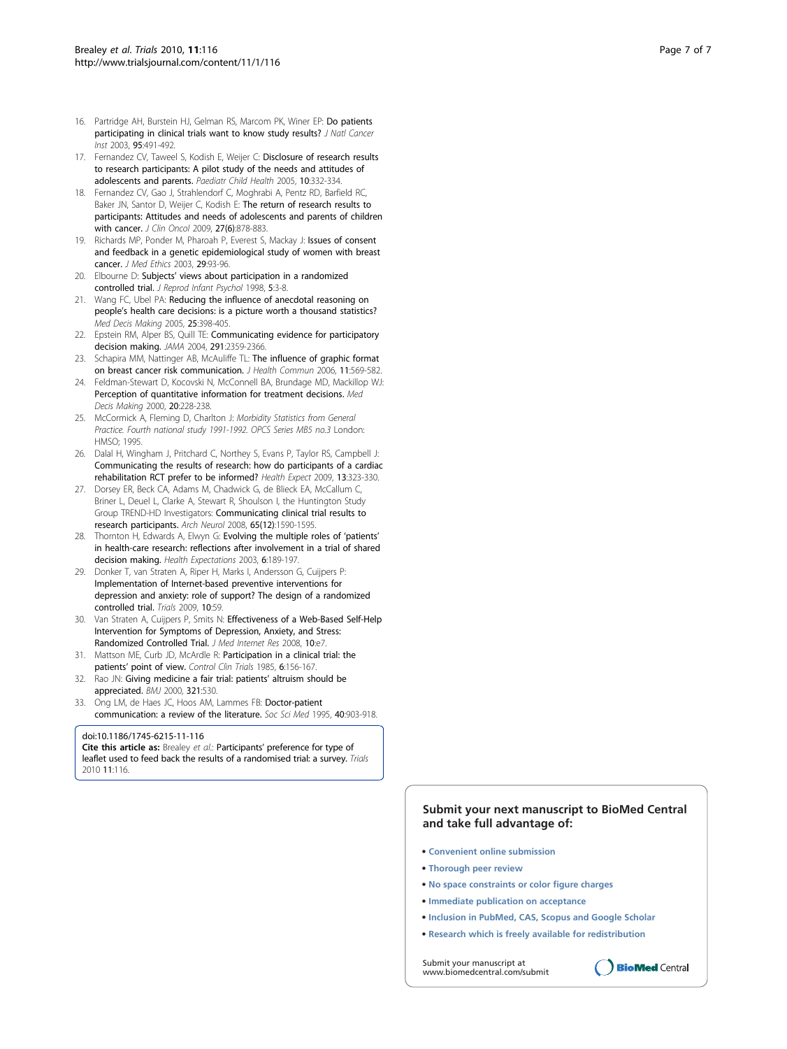16. Partridge AH, Burstein HJ, Gelman RS, Marcom PK, Winer EP: **Do patients participating in clinical trials want to know study results?** *J Natl Cancer Inst* 2003, **95**:491-492.
17. Fernandez CV, Taweel S, Kodish E, Weijer C: **Disclosure of research results to research participants: A pilot study of the needs and attitudes of adolescents and parents.** *Paediatr Child Health* 2005, **10**:332-334.
18. Fernandez CV, Gao J, Strahlendorf C, Moghrabi A, Pentz RD, Barfield RC, Baker JN, Santor D, Weijer C, Kodish E: **The return of research results to participants: Attitudes and needs of adolescents and parents of children with cancer.** *J Clin Oncol* 2009, **27(6)**:878-883.
19. Richards MP, Ponder M, Pharoah P, Everest S, Mackay J: **Issues of consent and feedback in a genetic epidemiological study of women with breast cancer.** *J Med Ethics* 2003, **29**:93-96.
20. Elbourne D: **Subjects' views about participation in a randomized controlled trial.** *J Reprod Infant Psychol* 1998, **5**:3-8.
21. Wang FC, Ubel PA: **Reducing the influence of anecdotal reasoning on people's health care decisions: is a picture worth a thousand statistics?** *Med Decis Making* 2005, **25**:398-405.
22. Epstein RM, Alper BS, Quill TE: **Communicating evidence for participatory decision making.** *JAMA* 2004, **291**:2359-2366.
23. Schapira MM, Nattinger AB, McAuliffe TL: **The influence of graphic format on breast cancer risk communication.** *J Health Commun* 2006, **11**:569-582.
24. Feldman-Stewart D, Kocovski N, McConnell BA, Brundage MD, Mackillop WJ: **Perception of quantitative information for treatment decisions.** *Med Decis Making* 2000, **20**:228-238.
25. McCormick A, Fleming D, Charlton J: *Morbidity Statistics from General Practice. Fourth national study 1991-1992. OPCS Series MB5 no.3* London: HMSO; 1995.
26. Dalal H, Wingham J, Pritchard C, Northey S, Evans P, Taylor RS, Campbell J: **Communicating the results of research: how do participants of a cardiac rehabilitation RCT prefer to be informed?** *Health Expect* 2009, **13**:323-330.
27. Dorsey ER, Beck CA, Adams M, Chadwick G, de Blieck EA, McCallum C, Briner L, Deuel L, Clarke A, Stewart R, Shoulson I, the Huntington Study Group TREND-HD Investigators: **Communicating clinical trial results to research participants.** *Arch Neurol* 2008, **65(12)**:1590-1595.
28. Thornton H, Edwards A, Elwyn G: **Evolving the multiple roles of 'patients' in health-care research: reflections after involvement in a trial of shared decision making.** *Health Expectations* 2003, **6**:189-197.
29. Donker T, van Straten A, Riper H, Marks I, Andersson G, Cuijpers P: **Implementation of Internet-based preventive interventions for depression and anxiety: role of support? The design of a randomized controlled trial.** *Trials* 2009, **10**:59.
30. Van Straten A, Cuijpers P, Smits N: **Effectiveness of a Web-Based Self-Help Intervention for Symptoms of Depression, Anxiety, and Stress: Randomized Controlled Trial.** *J Med Internet Res* 2008, **10**:e7.
31. Mattson ME, Curb JD, McArdle R: **Participation in a clinical trial: the patients' point of view.** *Control Clin Trials* 1985, **6**:156-167.
32. Rao JN: **Giving medicine a fair trial: patients' altruism should be appreciated.** *BMJ* 2000, **321**:530.
33. Ong LM, de Haes JC, Hoos AM, Lammes FB: **Doctor-patient communication: a review of the literature.** *Soc Sci Med* 1995, **40**:903-918.

doi:10.1186/1745-6215-11-116

**Cite this article as:** Brealey *et al.*: Participants' preference for type of leaflet used to feed back the results of a randomised trial: a survey. *Trials* 2010 **11**:116.

**Submit your next manuscript to BioMed Central and take full advantage of:**

- Convenient online submission
- Thorough peer review
- No space constraints or color figure charges
- Immediate publication on acceptance
- Inclusion in PubMed, CAS, Scopus and Google Scholar
- Research which is freely available for redistribution

Submit your manuscript at www.biomedcentral.com/submit

BioMed Central